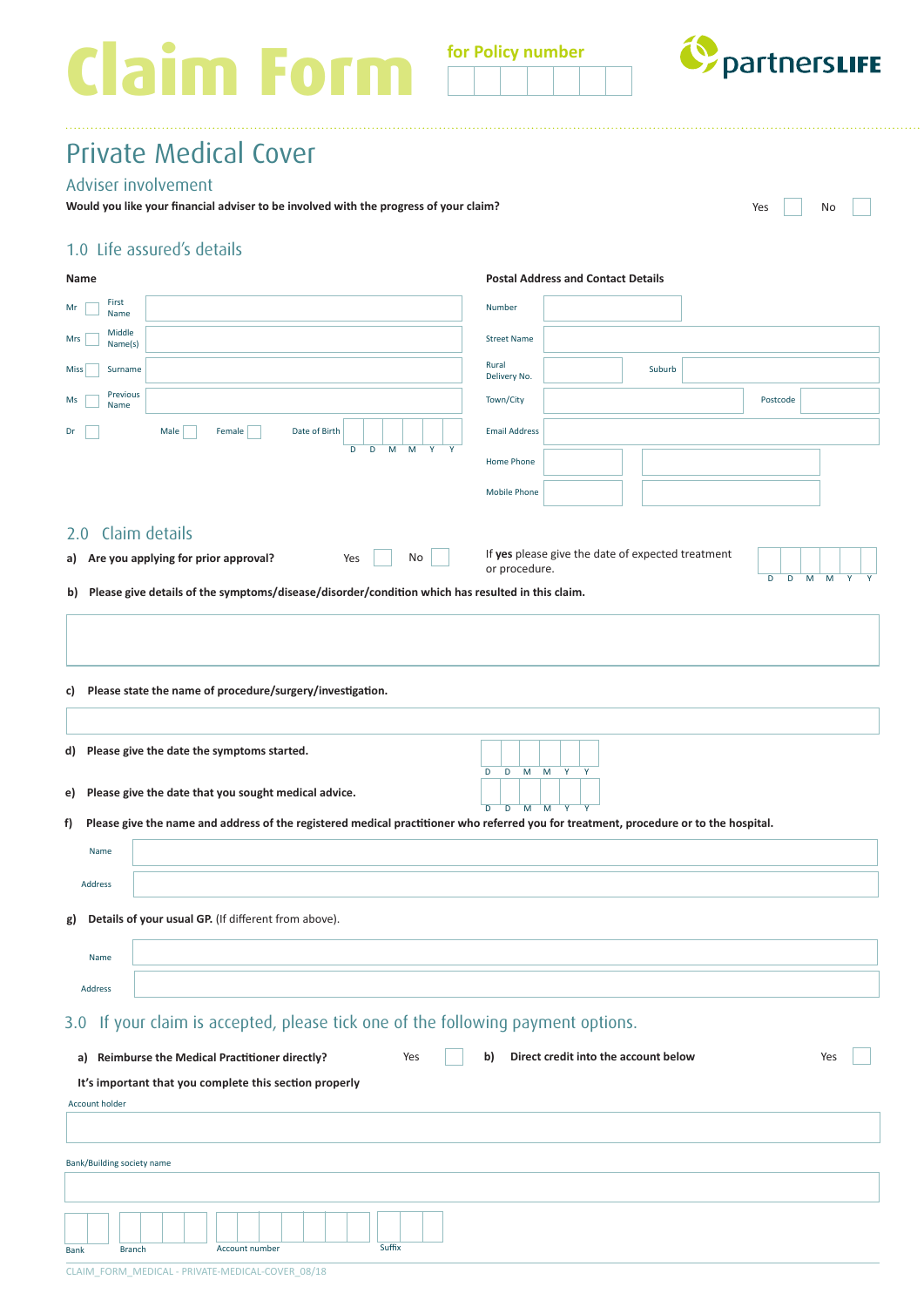# Claim Form

for Policy number

partnersLIFE

## Private Medical Cover

### Adviser involvement

**Would you like your financial adviser to be involved with the progress of your claim?** Yes ☐ No ☐

## 1.0 Life assured's details

**Name**

Mr ☐ First Name

Mrs ☐ Middle Name(s)

Miss ☐ Surname

Ms ☐ Previous Name

Dr ☐ Male ☐ Female ☐ Date of Birth D D M M Y Y

**Postal Address and Contact Details**

Number

Street Name

Rural Delivery No. Suburb

Town/City Postcode

Email Address

Home Phone

Mobile Phone

## 2.0 Claim details

**a) Are you applying for prior approval?** Yes ☐ No ☐

If **yes** please give the date of expected treatment or procedure. D D M M Y Y

**b) Please give details of the symptoms/disease/disorder/condition which has resulted in this claim.**

**c) Please state the name of procedure/surgery/investigation.**

**d) Please give the date the symptoms started.** D D M M Y Y

**e) Please give the date that you sought medical advice.** D D M M Y Y

**f) Please give the name and address of the registered medical practitioner who referred you for treatment, procedure or to the hospital.**

Name

Address

**g) Details of your usual GP.** (If different from above).

Name

Address

## 3.0 If your claim is accepted, please tick one of the following payment options.

**a) Reimburse the Medical Practitioner directly?** Yes ☐

**b) Direct credit into the account below** Yes ☐

**It's important that you complete this section properly**

Account holder

Bank/Building society name

Bank | Branch | Account number | Suffix

CLAIM_FORM_MEDICAL - PRIVATE-MEDICAL-COVER_08/18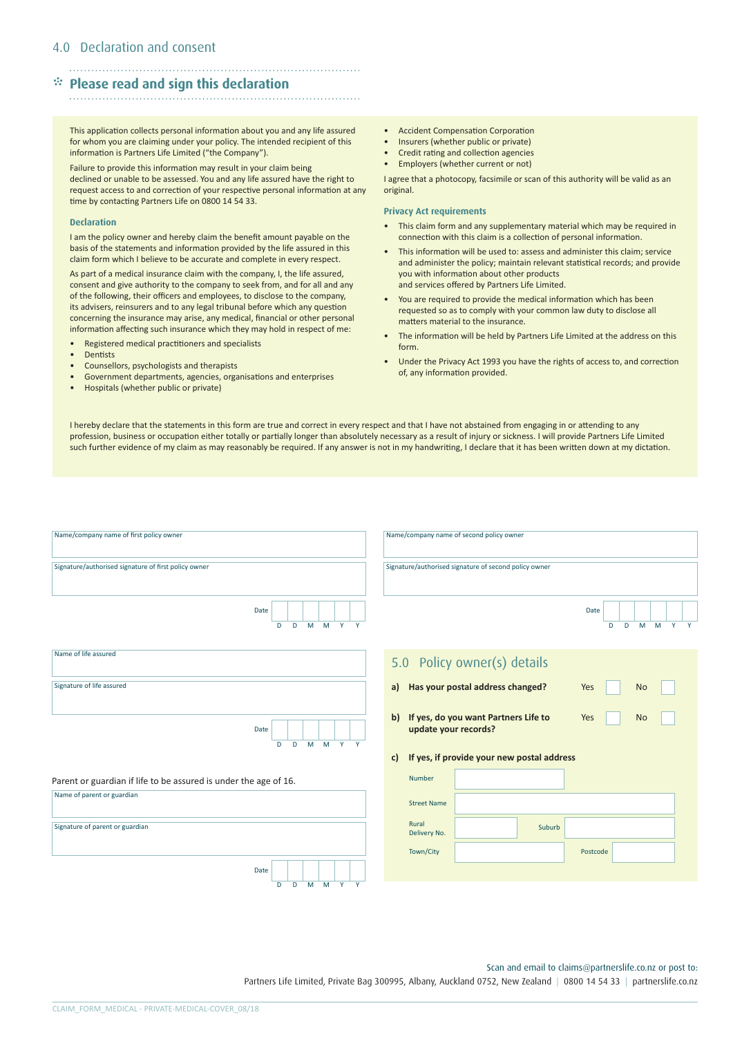## 4.0 Declaration and consent

### Please read and sign this declaration

This application collects personal information about you and any life assured for whom you are claiming under your policy. The intended recipient of this information is Partners Life Limited ("the Company").

Failure to provide this information may result in your claim being declined or unable to be assessed. You and any life assured have the right to request access to and correction of your respective personal information at any time by contacting Partners Life on 0800 14 54 33.

#### Declaration

I am the policy owner and hereby claim the benefit amount payable on the basis of the statements and information provided by the life assured in this claim form which I believe to be accurate and complete in every respect.

As part of a medical insurance claim with the company, I, the life assured, consent and give authority to the company to seek from, and for all and any of the following, their officers and employees, to disclose to the company, its advisers, reinsurers and to any legal tribunal before which any question concerning the insurance may arise, any medical, financial or other personal information affecting such insurance which they may hold in respect of me:

- Registered medical practitioners and specialists
- Dentists
- Counsellors, psychologists and therapists
- Government departments, agencies, organisations and enterprises
- Hospitals (whether public or private)
- Accident Compensation Corporation
- Insurers (whether public or private)
- Credit rating and collection agencies
- Employers (whether current or not)

I agree that a photocopy, facsimile or scan of this authority will be valid as an original.

#### Privacy Act requirements

- This claim form and any supplementary material which may be required in connection with this claim is a collection of personal information.
- This information will be used to: assess and administer this claim; service and administer the policy; maintain relevant statistical records; and provide you with information about other products and services offered by Partners Life Limited.
- You are required to provide the medical information which has been requested so as to comply with your common law duty to disclose all matters material to the insurance.
- The information will be held by Partners Life Limited at the address on this form.
- Under the Privacy Act 1993 you have the rights of access to, and correction of, any information provided.

I hereby declare that the statements in this form are true and correct in every respect and that I have not abstained from engaging in or attending to any profession, business or occupation either totally or partially longer than absolutely necessary as a result of injury or sickness. I will provide Partners Life Limited such further evidence of my claim as may reasonably be required. If any answer is not in my handwriting, I declare that it has been written down at my dictation.

Name/company name of first policy owner

Signature/authorised signature of first policy owner

Date D D M M Y Y

Name/company name of second policy owner

Signature/authorised signature of second policy owner

Date D D M M Y Y

Name of life assured

Signature of life assured

Date D D M M Y Y

Parent or guardian if life to be assured is under the age of 16.

Name of parent or guardian

Signature of parent or guardian

Date D D M M Y Y

## 5.0 Policy owner(s) details

**a) Has your postal address changed?** Yes ☐ No ☐

**b) If yes, do you want Partners Life to update your records?** Yes ☐ No ☐

**c) If yes, if provide your new postal address**

Number

Street Name

Rural Delivery No. | Suburb

Town/City | Postcode

Scan and email to claims@partnerslife.co.nz or post to:
Partners Life Limited, Private Bag 300995, Albany, Auckland 0752, New Zealand | 0800 14 54 33 | partnerslife.co.nz

CLAIM_FORM_MEDICAL - PRIVATE-MEDICAL-COVER_08/18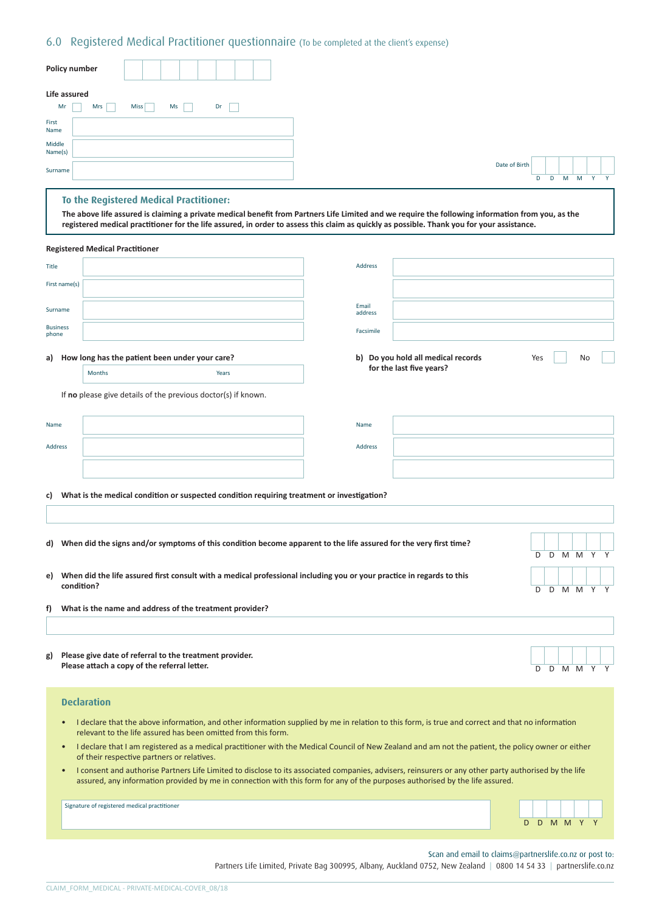## 6.0 Registered Medical Practitioner questionnaire (To be completed at the client's expense)

**Policy number**

**Life assured**

Mr ☐ Mrs ☐ Miss ☐ Ms ☐ Dr ☐

First Name

Middle Name(s)

Surname

Date of Birth D D M M Y Y

### To the Registered Medical Practitioner:

**The above life assured is claiming a private medical benefit from Partners Life Limited and we require the following information from you, as the registered medical practitioner for the life assured, in order to assess this claim as quickly as possible. Thank you for your assistance.**

**Registered Medical Practitioner**

Title

First name(s)

Surname

Business phone

Address

Email address

Facsimile

**a) How long has the patient been under your care?**

Months Years

If **no** please give details of the previous doctor(s) if known.

**b) Do you hold all medical records for the last five years?** Yes ☐ No ☐

Name

Address

Name

Address

**c) What is the medical condition or suspected condition requiring treatment or investigation?**

**d) When did the signs and/or symptoms of this condition become apparent to the life assured for the very first time?** D D M M Y Y

**e) When did the life assured first consult with a medical professional including you or your practice in regards to this condition?** D D M M Y Y

**f) What is the name and address of the treatment provider?**

**g) Please give date of referral to the treatment provider.**
**Please attach a copy of the referral letter.** D D M M Y Y

### Declaration

- I declare that the above information, and other information supplied by me in relation to this form, is true and correct and that no information relevant to the life assured has been omitted from this form.
- I declare that I am registered as a medical practitioner with the Medical Council of New Zealand and am not the patient, the policy owner or either of their respective partners or relatives.
- I consent and authorise Partners Life Limited to disclose to its associated companies, advisers, reinsurers or any other party authorised by the life assured, any information provided by me in connection with this form for any of the purposes authorised by the life assured.

Signature of registered medical practitioner

D D M M Y Y

Scan and email to claims@partnerslife.co.nz or post to:
Partners Life Limited, Private Bag 300995, Albany, Auckland 0752, New Zealand | 0800 14 54 33 | partnerslife.co.nz

CLAIM_FORM_MEDICAL - PRIVATE-MEDICAL-COVER_08/18